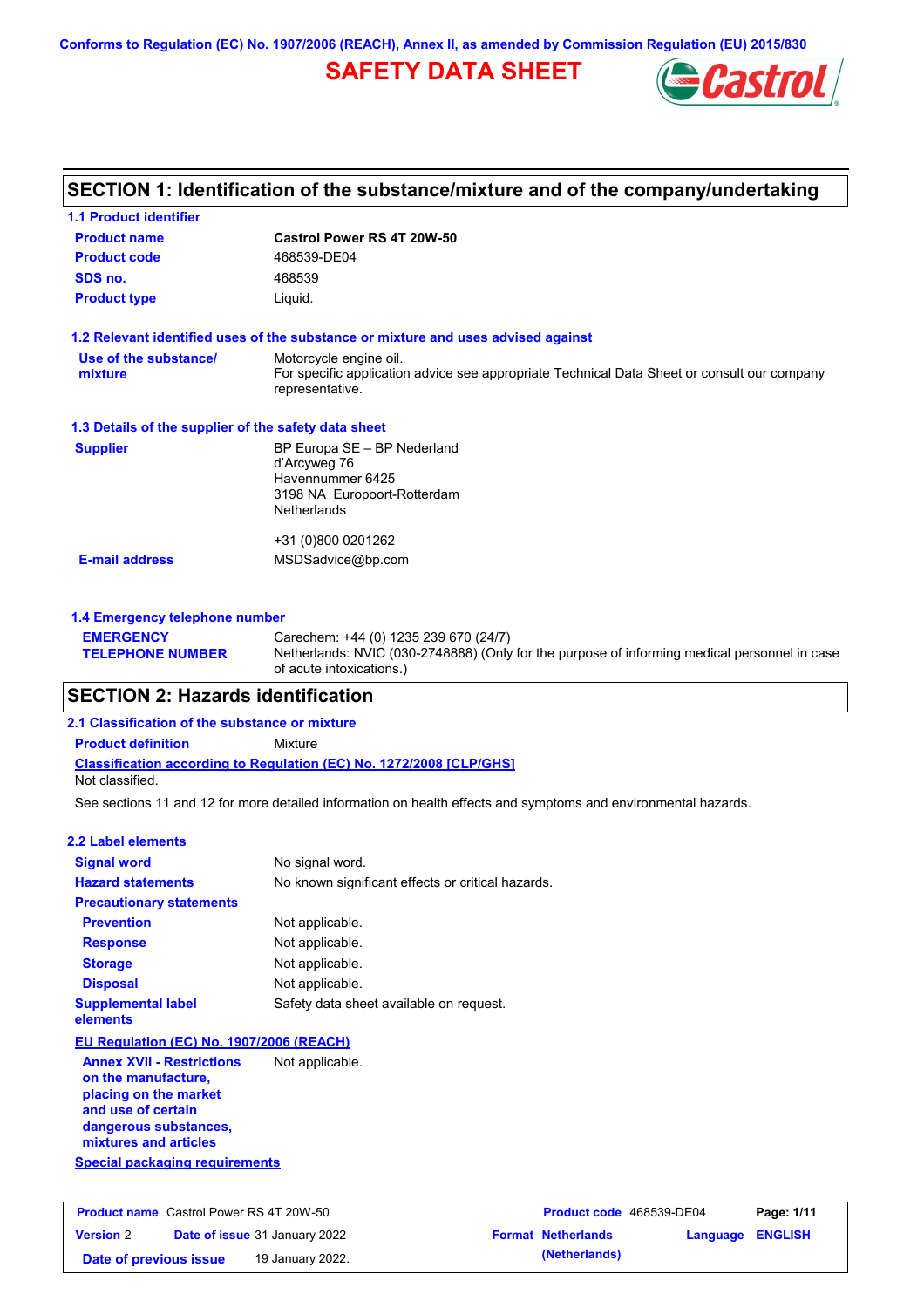Conforms to Regulation (EC) No. 1907/2006 (REACH), Annex II, as amended by Commission Regulation (EU) 2015/830

# SAFETY DATA SHEET

## SECTION 1: Identification of the substance/mixture and of the company/undertaking

### 1.1 Product identifier

| | |
|---|---|
| **Product name** | **Castrol Power RS 4T 20W-50** |
| **Product code** | 468539-DE04 |
| **SDS no.** | 468539 |
| **Product type** | Liquid. |

### 1.2 Relevant identified uses of the substance or mixture and uses advised against

| | |
|---|---|
| **Use of the substance/ mixture** | Motorcycle engine oil. For specific application advice see appropriate Technical Data Sheet or consult our company representative. |

### 1.3 Details of the supplier of the safety data sheet

| | |
|---|---|
| **Supplier** | BP Europa SE – BP Nederland<br>d'Arcyweg 76<br>Havennummer 6425<br>3198 NA Europoort-Rotterdam<br>Netherlands<br><br>+31 (0)800 0201262 |
| **E-mail address** | MSDSadvice@bp.com |

### 1.4 Emergency telephone number

| | |
|---|---|
| **EMERGENCY TELEPHONE NUMBER** | Carechem: +44 (0) 1235 239 670 (24/7)<br>Netherlands: NVIC (030-2748888) (Only for the purpose of informing medical personnel in case of acute intoxications.) |

## SECTION 2: Hazards identification

### 2.1 Classification of the substance or mixture

**Product definition** Mixture

**Classification according to Regulation (EC) No. 1272/2008 [CLP/GHS]**

Not classified.

See sections 11 and 12 for more detailed information on health effects and symptoms and environmental hazards.

### 2.2 Label elements

| | |
|---|---|
| **Signal word** | No signal word. |
| **Hazard statements** | No known significant effects or critical hazards. |
| **Precautionary statements** | |
| **Prevention** | Not applicable. |
| **Response** | Not applicable. |
| **Storage** | Not applicable. |
| **Disposal** | Not applicable. |
| **Supplemental label elements** | Safety data sheet available on request. |

**EU Regulation (EC) No. 1907/2006 (REACH)**

| | |
|---|---|
| **Annex XVII - Restrictions on the manufacture, placing on the market and use of certain dangerous substances, mixtures and articles** | Not applicable. |

**Special packaging requirements**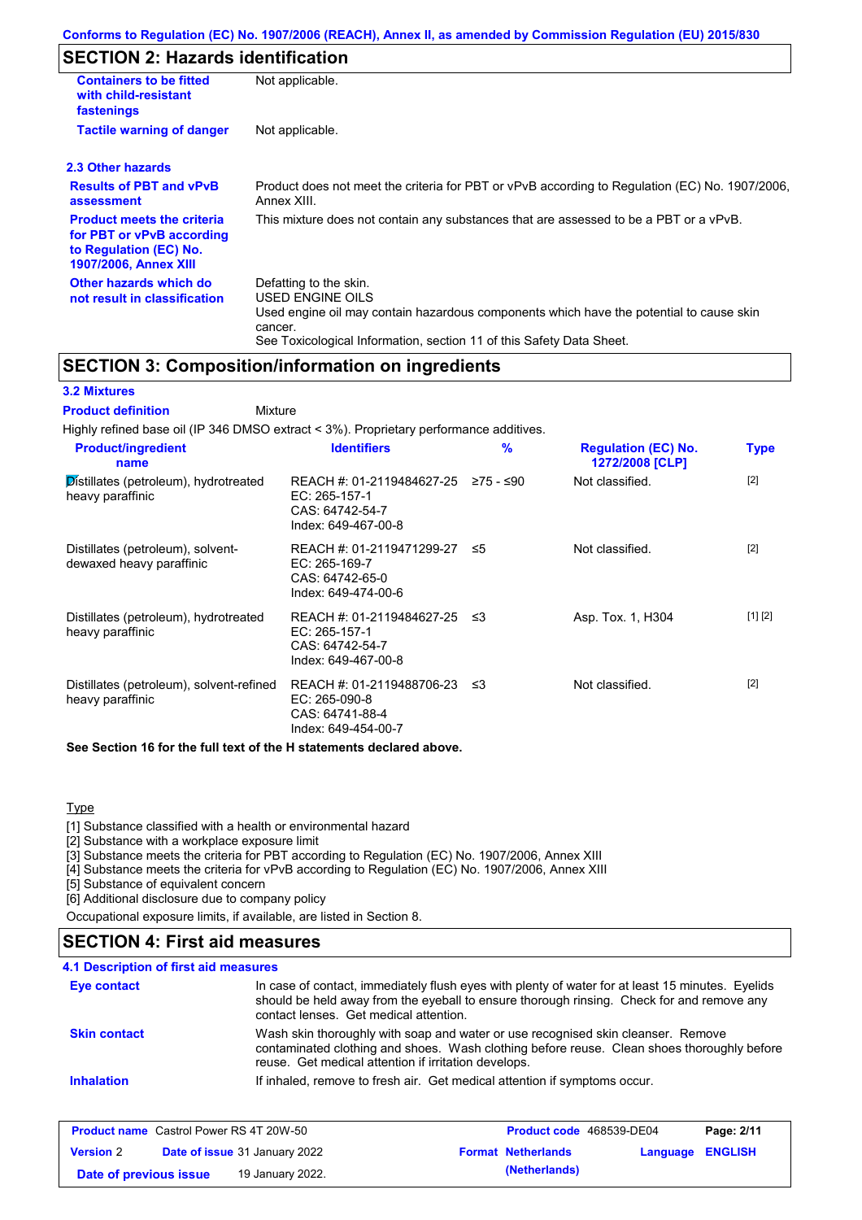## SECTION 2: Hazards identification

| | |
|---|---|
| **Containers to be fitted with child-resistant fastenings** | Not applicable. |
| **Tactile warning of danger** | Not applicable. |

### 2.3 Other hazards

| | |
|---|---|
| **Results of PBT and vPvB assessment** | Product does not meet the criteria for PBT or vPvB according to Regulation (EC) No. 1907/2006, Annex XIII. |
| **Product meets the criteria for PBT or vPvB according to Regulation (EC) No. 1907/2006, Annex XIII** | This mixture does not contain any substances that are assessed to be a PBT or a vPvB. |
| **Other hazards which do not result in classification** | Defatting to the skin. USED ENGINE OILS Used engine oil may contain hazardous components which have the potential to cause skin cancer. See Toxicological Information, section 11 of this Safety Data Sheet. |

## SECTION 3: Composition/information on ingredients

### 3.2 Mixtures

**Product definition** Mixture

Highly refined base oil (IP 346 DMSO extract < 3%). Proprietary performance additives.

| Product/ingredient name | Identifiers | % | Regulation (EC) No. 1272/2008 [CLP] | Type |
|---|---|---|---|---|
| Distillates (petroleum), hydrotreated heavy paraffinic | REACH #: 01-2119484627-25 EC: 265-157-1 CAS: 64742-54-7 Index: 649-467-00-8 | ≥75 - ≤90 | Not classified. | [2] |
| Distillates (petroleum), solvent-dewaxed heavy paraffinic | REACH #: 01-2119471299-27 EC: 265-169-7 CAS: 64742-65-0 Index: 649-474-00-6 | ≤5 | Not classified. | [2] |
| Distillates (petroleum), hydrotreated heavy paraffinic | REACH #: 01-2119484627-25 EC: 265-157-1 CAS: 64742-54-7 Index: 649-467-00-8 | ≤3 | Asp. Tox. 1, H304 | [1] [2] |
| Distillates (petroleum), solvent-refined heavy paraffinic | REACH #: 01-2119488706-23 EC: 265-090-8 CAS: 64741-88-4 Index: 649-454-00-7 | ≤3 | Not classified. | [2] |

**See Section 16 for the full text of the H statements declared above.**

Type

[1] Substance classified with a health or environmental hazard
[2] Substance with a workplace exposure limit
[3] Substance meets the criteria for PBT according to Regulation (EC) No. 1907/2006, Annex XIII
[4] Substance meets the criteria for vPvB according to Regulation (EC) No. 1907/2006, Annex XIII
[5] Substance of equivalent concern
[6] Additional disclosure due to company policy

Occupational exposure limits, if available, are listed in Section 8.

## SECTION 4: First aid measures

### 4.1 Description of first aid measures

| | |
|---|---|
| **Eye contact** | In case of contact, immediately flush eyes with plenty of water for at least 15 minutes. Eyelids should be held away from the eyeball to ensure thorough rinsing. Check for and remove any contact lenses. Get medical attention. |
| **Skin contact** | Wash skin thoroughly with soap and water or use recognised skin cleanser. Remove contaminated clothing and shoes. Wash clothing before reuse. Clean shoes thoroughly before reuse. Get medical attention if irritation develops. |
| **Inhalation** | If inhaled, remove to fresh air. Get medical attention if symptoms occur. |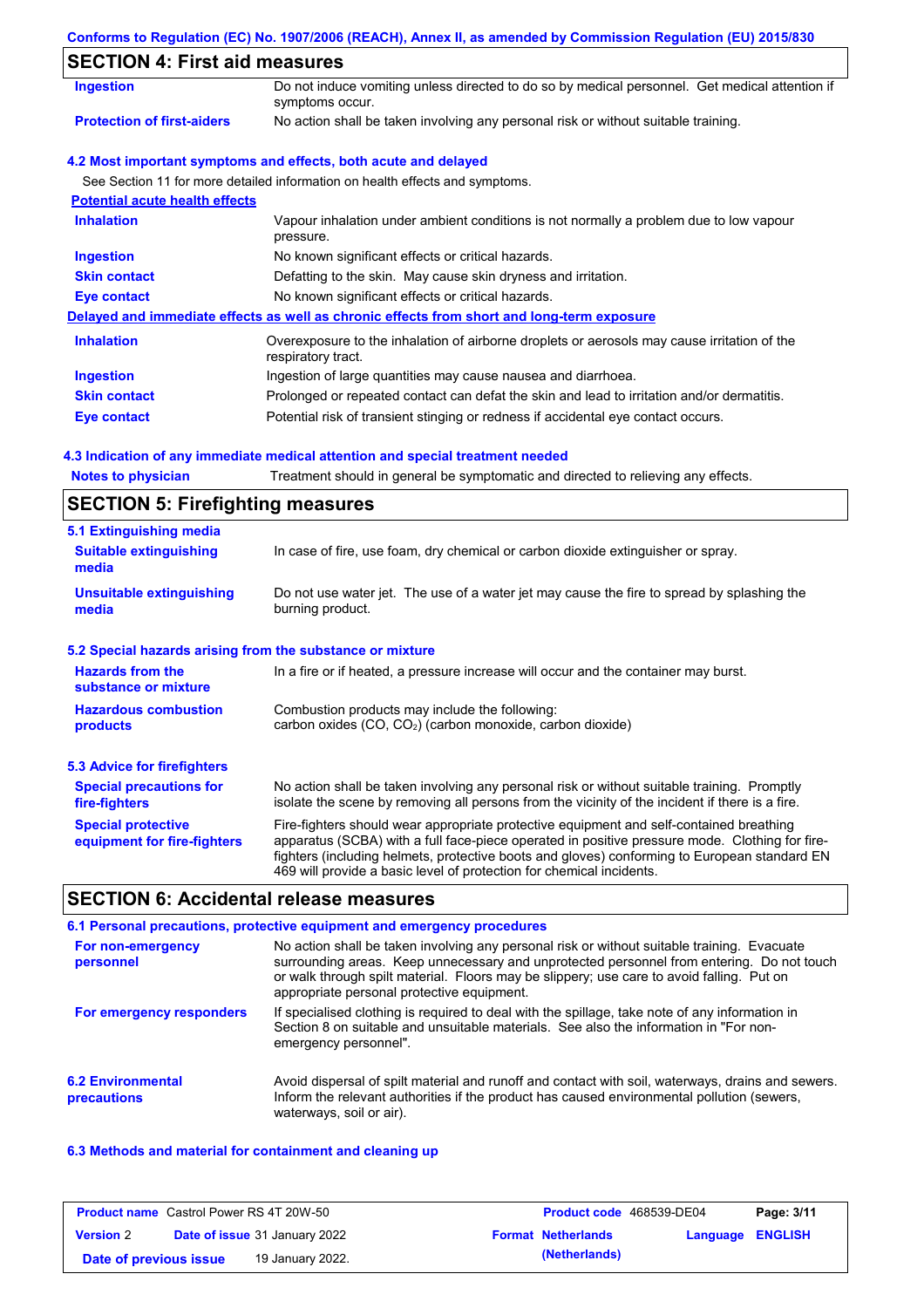## SECTION 4: First aid measures

| | |
|---|---|
| **Ingestion** | Do not induce vomiting unless directed to do so by medical personnel. Get medical attention if symptoms occur. |
| **Protection of first-aiders** | No action shall be taken involving any personal risk or without suitable training. |

### 4.2 Most important symptoms and effects, both acute and delayed

See Section 11 for more detailed information on health effects and symptoms.

**Potential acute health effects**

| | |
|---|---|
| **Inhalation** | Vapour inhalation under ambient conditions is not normally a problem due to low vapour pressure. |
| **Ingestion** | No known significant effects or critical hazards. |
| **Skin contact** | Defatting to the skin. May cause skin dryness and irritation. |
| **Eye contact** | No known significant effects or critical hazards. |

**Delayed and immediate effects as well as chronic effects from short and long-term exposure**

| | |
|---|---|
| **Inhalation** | Overexposure to the inhalation of airborne droplets or aerosols may cause irritation of the respiratory tract. |
| **Ingestion** | Ingestion of large quantities may cause nausea and diarrhoea. |
| **Skin contact** | Prolonged or repeated contact can defat the skin and lead to irritation and/or dermatitis. |
| **Eye contact** | Potential risk of transient stinging or redness if accidental eye contact occurs. |

### 4.3 Indication of any immediate medical attention and special treatment needed

| | |
|---|---|
| **Notes to physician** | Treatment should in general be symptomatic and directed to relieving any effects. |

## SECTION 5: Firefighting measures

### 5.1 Extinguishing media

| | |
|---|---|
| **Suitable extinguishing media** | In case of fire, use foam, dry chemical or carbon dioxide extinguisher or spray. |
| **Unsuitable extinguishing media** | Do not use water jet. The use of a water jet may cause the fire to spread by splashing the burning product. |

### 5.2 Special hazards arising from the substance or mixture

| | |
|---|---|
| **Hazards from the substance or mixture** | In a fire or if heated, a pressure increase will occur and the container may burst. |
| **Hazardous combustion products** | Combustion products may include the following: carbon oxides (CO, $CO_2$) (carbon monoxide, carbon dioxide) |

### 5.3 Advice for firefighters

| | |
|---|---|
| **Special precautions for fire-fighters** | No action shall be taken involving any personal risk or without suitable training. Promptly isolate the scene by removing all persons from the vicinity of the incident if there is a fire. |
| **Special protective equipment for fire-fighters** | Fire-fighters should wear appropriate protective equipment and self-contained breathing apparatus (SCBA) with a full face-piece operated in positive pressure mode. Clothing for fire-fighters (including helmets, protective boots and gloves) conforming to European standard EN 469 will provide a basic level of protection for chemical incidents. |

## SECTION 6: Accidental release measures

### 6.1 Personal precautions, protective equipment and emergency procedures

| | |
|---|---|
| **For non-emergency personnel** | No action shall be taken involving any personal risk or without suitable training. Evacuate surrounding areas. Keep unnecessary and unprotected personnel from entering. Do not touch or walk through spilt material. Floors may be slippery; use care to avoid falling. Put on appropriate personal protective equipment. |
| **For emergency responders** | If specialised clothing is required to deal with the spillage, take note of any information in Section 8 on suitable and unsuitable materials. See also the information in "For non-emergency personnel". |

| | |
|---|---|
| **6.2 Environmental precautions** | Avoid dispersal of spilt material and runoff and contact with soil, waterways, drains and sewers. Inform the relevant authorities if the product has caused environmental pollution (sewers, waterways, soil or air). |

### 6.3 Methods and material for containment and cleaning up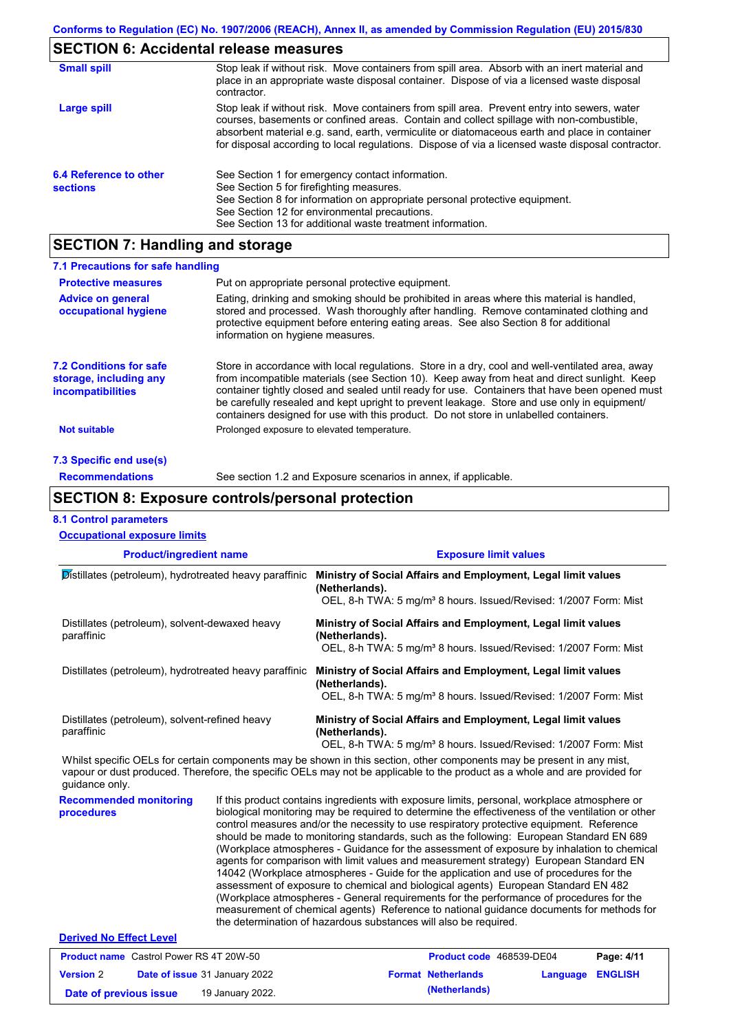## SECTION 6: Accidental release measures

**Small spill**

Stop leak if without risk. Move containers from spill area. Absorb with an inert material and place in an appropriate waste disposal container. Dispose of via a licensed waste disposal contractor.

**Large spill**

Stop leak if without risk. Move containers from spill area. Prevent entry into sewers, water courses, basements or confined areas. Contain and collect spillage with non-combustible, absorbent material e.g. sand, earth, vermiculite or diatomaceous earth and place in container for disposal according to local regulations. Dispose of via a licensed waste disposal contractor.

**6.4 Reference to other sections**

See Section 1 for emergency contact information.
See Section 5 for firefighting measures.
See Section 8 for information on appropriate personal protective equipment.
See Section 12 for environmental precautions.
See Section 13 for additional waste treatment information.

## SECTION 7: Handling and storage

### 7.1 Precautions for safe handling

**Protective measures**

Put on appropriate personal protective equipment.

**Advice on general occupational hygiene**

Eating, drinking and smoking should be prohibited in areas where this material is handled, stored and processed. Wash thoroughly after handling. Remove contaminated clothing and protective equipment before entering eating areas. See also Section 8 for additional information on hygiene measures.

**7.2 Conditions for safe storage, including any incompatibilities**

Store in accordance with local regulations. Store in a dry, cool and well-ventilated area, away from incompatible materials (see Section 10). Keep away from heat and direct sunlight. Keep container tightly closed and sealed until ready for use. Containers that have been opened must be carefully resealed and kept upright to prevent leakage. Store and use only in equipment/ containers designed for use with this product. Do not store in unlabelled containers.

**Not suitable**

Prolonged exposure to elevated temperature.

### 7.3 Specific end use(s)

**Recommendations**

See section 1.2 and Exposure scenarios in annex, if applicable.

## SECTION 8: Exposure controls/personal protection

### 8.1 Control parameters

**Occupational exposure limits**

| Product/ingredient name | Exposure limit values |
|---|---|
| Distillates (petroleum), hydrotreated heavy paraffinic | **Ministry of Social Affairs and Employment, Legal limit values (Netherlands).** OEL, 8-h TWA: 5 mg/m³ 8 hours. Issued/Revised: 1/2007 Form: Mist |
| Distillates (petroleum), solvent-dewaxed heavy paraffinic | **Ministry of Social Affairs and Employment, Legal limit values (Netherlands).** OEL, 8-h TWA: 5 mg/m³ 8 hours. Issued/Revised: 1/2007 Form: Mist |
| Distillates (petroleum), hydrotreated heavy paraffinic | **Ministry of Social Affairs and Employment, Legal limit values (Netherlands).** OEL, 8-h TWA: 5 mg/m³ 8 hours. Issued/Revised: 1/2007 Form: Mist |
| Distillates (petroleum), solvent-refined heavy paraffinic | **Ministry of Social Affairs and Employment, Legal limit values (Netherlands).** OEL, 8-h TWA: 5 mg/m³ 8 hours. Issued/Revised: 1/2007 Form: Mist |

Whilst specific OELs for certain components may be shown in this section, other components may be present in any mist, vapour or dust produced. Therefore, the specific OELs may not be applicable to the product as a whole and are provided for guidance only.

**Recommended monitoring procedures**

If this product contains ingredients with exposure limits, personal, workplace atmosphere or biological monitoring may be required to determine the effectiveness of the ventilation or other control measures and/or the necessity to use respiratory protective equipment. Reference should be made to monitoring standards, such as the following: European Standard EN 689 (Workplace atmospheres - Guidance for the assessment of exposure by inhalation to chemical agents for comparison with limit values and measurement strategy) European Standard EN 14042 (Workplace atmospheres - Guide for the application and use of procedures for the assessment of exposure to chemical and biological agents) European Standard EN 482 (Workplace atmospheres - General requirements for the performance of procedures for the measurement of chemical agents) Reference to national guidance documents for methods for the determination of hazardous substances will also be required.

**Derived No Effect Level**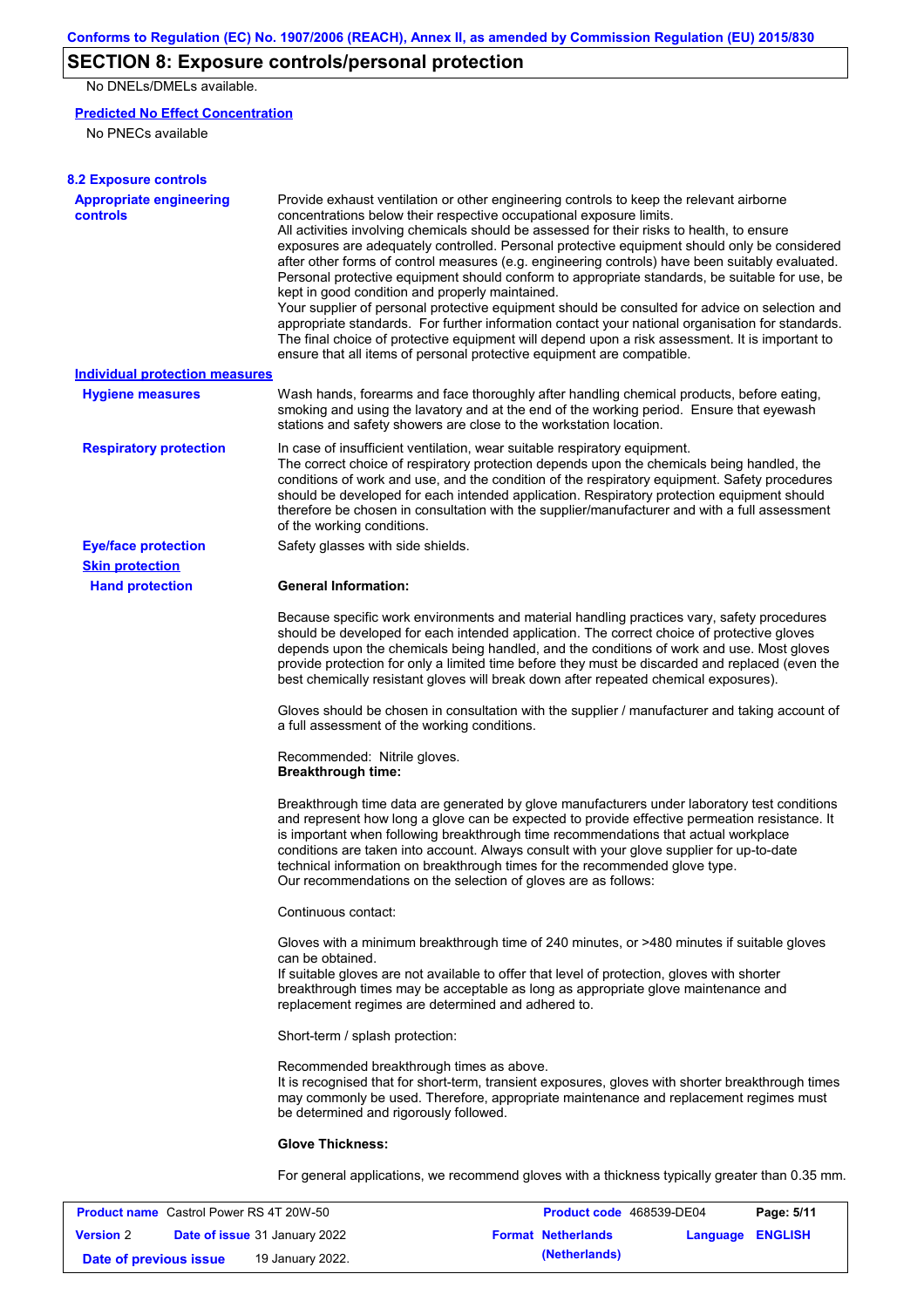## SECTION 8: Exposure controls/personal protection

No DNELs/DMELs available.

**Predicted No Effect Concentration**

No PNECs available

**8.2 Exposure controls**

**Appropriate engineering controls**

Provide exhaust ventilation or other engineering controls to keep the relevant airborne concentrations below their respective occupational exposure limits.
All activities involving chemicals should be assessed for their risks to health, to ensure exposures are adequately controlled. Personal protective equipment should only be considered after other forms of control measures (e.g. engineering controls) have been suitably evaluated. Personal protective equipment should conform to appropriate standards, be suitable for use, be kept in good condition and properly maintained.
Your supplier of personal protective equipment should be consulted for advice on selection and appropriate standards. For further information contact your national organisation for standards. The final choice of protective equipment will depend upon a risk assessment. It is important to ensure that all items of personal protective equipment are compatible.

**Individual protection measures**

**Hygiene measures**

Wash hands, forearms and face thoroughly after handling chemical products, before eating, smoking and using the lavatory and at the end of the working period. Ensure that eyewash stations and safety showers are close to the workstation location.

**Respiratory protection**

In case of insufficient ventilation, wear suitable respiratory equipment.
The correct choice of respiratory protection depends upon the chemicals being handled, the conditions of work and use, and the condition of the respiratory equipment. Safety procedures should be developed for each intended application. Respiratory protection equipment should therefore be chosen in consultation with the supplier/manufacturer and with a full assessment of the working conditions.

**Eye/face protection**

Safety glasses with side shields.

**Skin protection**

**Hand protection**

**General Information:**

Because specific work environments and material handling practices vary, safety procedures should be developed for each intended application. The correct choice of protective gloves depends upon the chemicals being handled, and the conditions of work and use. Most gloves provide protection for only a limited time before they must be discarded and replaced (even the best chemically resistant gloves will break down after repeated chemical exposures).

Gloves should be chosen in consultation with the supplier / manufacturer and taking account of a full assessment of the working conditions.

Recommended: Nitrile gloves.
**Breakthrough time:**

Breakthrough time data are generated by glove manufacturers under laboratory test conditions and represent how long a glove can be expected to provide effective permeation resistance. It is important when following breakthrough time recommendations that actual workplace conditions are taken into account. Always consult with your glove supplier for up-to-date technical information on breakthrough times for the recommended glove type.
Our recommendations on the selection of gloves are as follows:

Continuous contact:

Gloves with a minimum breakthrough time of 240 minutes, or >480 minutes if suitable gloves can be obtained.
If suitable gloves are not available to offer that level of protection, gloves with shorter breakthrough times may be acceptable as long as appropriate glove maintenance and replacement regimes are determined and adhered to.

Short-term / splash protection:

Recommended breakthrough times as above.
It is recognised that for short-term, transient exposures, gloves with shorter breakthrough times may commonly be used. Therefore, appropriate maintenance and replacement regimes must be determined and rigorously followed.

**Glove Thickness:**

For general applications, we recommend gloves with a thickness typically greater than 0.35 mm.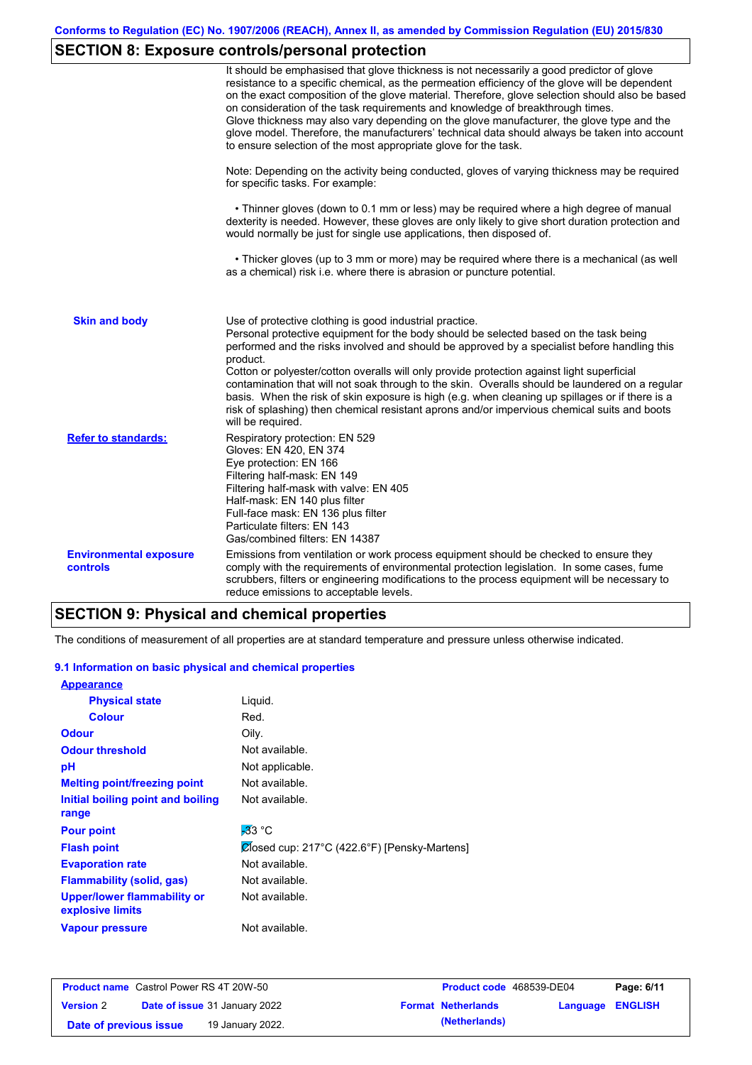Conforms to Regulation (EC) No. 1907/2006 (REACH), Annex II, as amended by Commission Regulation (EU) 2015/830

## SECTION 8: Exposure controls/personal protection

It should be emphasised that glove thickness is not necessarily a good predictor of glove resistance to a specific chemical, as the permeation efficiency of the glove will be dependent on the exact composition of the glove material. Therefore, glove selection should also be based on consideration of the task requirements and knowledge of breakthrough times.
Glove thickness may also vary depending on the glove manufacturer, the glove type and the glove model. Therefore, the manufacturers' technical data should always be taken into account to ensure selection of the most appropriate glove for the task.

Note: Depending on the activity being conducted, gloves of varying thickness may be required for specific tasks. For example:

• Thinner gloves (down to 0.1 mm or less) may be required where a high degree of manual dexterity is needed. However, these gloves are only likely to give short duration protection and would normally be just for single use applications, then disposed of.

• Thicker gloves (up to 3 mm or more) may be required where there is a mechanical (as well as a chemical) risk i.e. where there is abrasion or puncture potential.

**Skin and body**

Use of protective clothing is good industrial practice.
Personal protective equipment for the body should be selected based on the task being performed and the risks involved and should be approved by a specialist before handling this product.
Cotton or polyester/cotton overalls will only provide protection against light superficial contamination that will not soak through to the skin. Overalls should be laundered on a regular basis. When the risk of skin exposure is high (e.g. when cleaning up spillages or if there is a risk of splashing) then chemical resistant aprons and/or impervious chemical suits and boots will be required.

**Refer to standards:**

Respiratory protection: EN 529
Gloves: EN 420, EN 374
Eye protection: EN 166
Filtering half-mask: EN 149
Filtering half-mask with valve: EN 405
Half-mask: EN 140 plus filter
Full-face mask: EN 136 plus filter
Particulate filters: EN 143
Gas/combined filters: EN 14387

**Environmental exposure controls**

Emissions from ventilation or work process equipment should be checked to ensure they comply with the requirements of environmental protection legislation. In some cases, fume scrubbers, filters or engineering modifications to the process equipment will be necessary to reduce emissions to acceptable levels.

## SECTION 9: Physical and chemical properties

The conditions of measurement of all properties are at standard temperature and pressure unless otherwise indicated.

### 9.1 Information on basic physical and chemical properties

| Property | Value |
|---|---|
| **Appearance** | |
| Physical state | Liquid. |
| Colour | Red. |
| Odour | Oily. |
| Odour threshold | Not available. |
| pH | Not applicable. |
| Melting point/freezing point | Not available. |
| Initial boiling point and boiling range | Not available. |
| Pour point | -33 °C |
| Flash point | Closed cup: 217°C (422.6°F) [Pensky-Martens] |
| Evaporation rate | Not available. |
| Flammability (solid, gas) | Not available. |
| Upper/lower flammability or explosive limits | Not available. |
| Vapour pressure | Not available. |

| Product name | Castrol Power RS 4T 20W-50 | Product code | 468539-DE04 | Page: 6/11 |
|---|---|---|---|---|
| Version 2 | Date of issue 31 January 2022 | Format Netherlands (Netherlands) | Language ENGLISH | |
| Date of previous issue | 19 January 2022. | | | |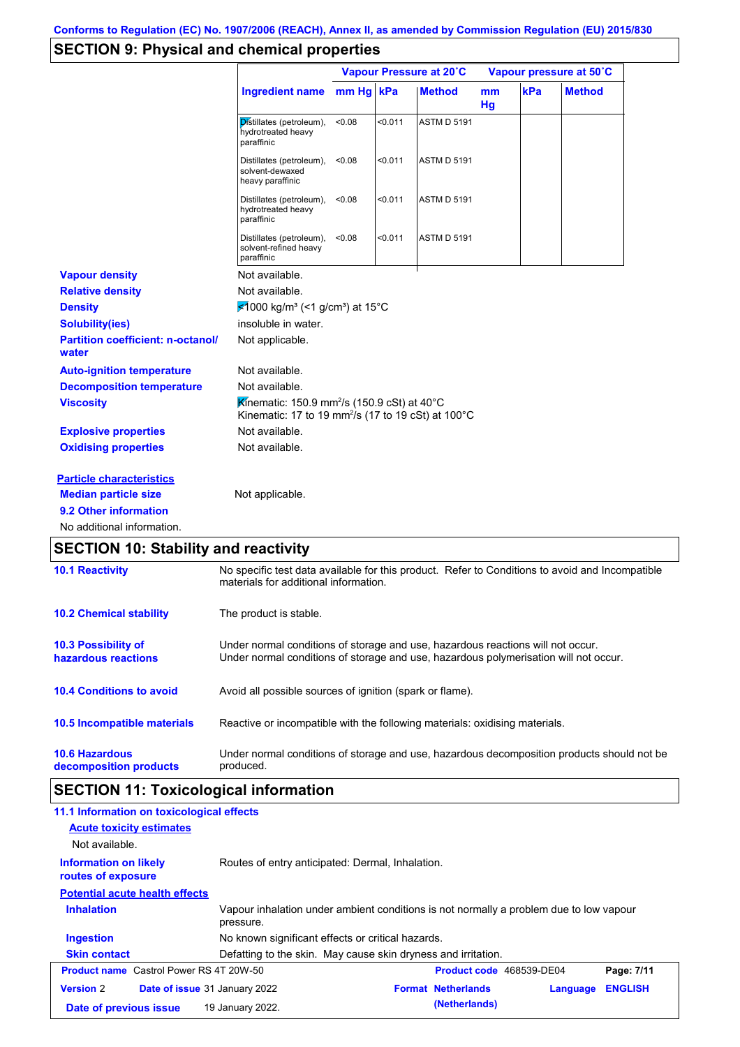## SECTION 9: Physical and chemical properties

| | Vapour Pressure at 20˚C | | | Vapour pressure at 50˚C | | |
|---|---|---|---|---|---|---|
| Ingredient name | mm Hg | kPa | Method | mm Hg | kPa | Method |
| Distillates (petroleum), hydrotreated heavy paraffinic | <0.08 | <0.011 | ASTM D 5191 | | | |
| Distillates (petroleum), solvent-dewaxed heavy paraffinic | <0.08 | <0.011 | ASTM D 5191 | | | |
| Distillates (petroleum), hydrotreated heavy paraffinic | <0.08 | <0.011 | ASTM D 5191 | | | |
| Distillates (petroleum), solvent-refined heavy paraffinic | <0.08 | <0.011 | ASTM D 5191 | | | |

**Vapour density** Not available.

**Relative density** Not available.

**Density** <1000 kg/m³ (<1 g/cm³) at 15°C

**Solubility(ies)** insoluble in water.

**Partition coefficient: n-octanol/ water** Not applicable.

**Auto-ignition temperature** Not available.

**Decomposition temperature** Not available.

**Viscosity** Kinematic: 150.9 mm²/s (150.9 cSt) at 40°C
Kinematic: 17 to 19 mm²/s (17 to 19 cSt) at 100°C

**Explosive properties** Not available.

**Oxidising properties** Not available.

**Particle characteristics**

**Median particle size** Not applicable.

**9.2 Other information**

No additional information.

## SECTION 10: Stability and reactivity

**10.1 Reactivity** No specific test data available for this product. Refer to Conditions to avoid and Incompatible materials for additional information.

**10.2 Chemical stability** The product is stable.

**10.3 Possibility of hazardous reactions** Under normal conditions of storage and use, hazardous reactions will not occur.
Under normal conditions of storage and use, hazardous polymerisation will not occur.

**10.4 Conditions to avoid** Avoid all possible sources of ignition (spark or flame).

**10.5 Incompatible materials** Reactive or incompatible with the following materials: oxidising materials.

**10.6 Hazardous decomposition products** Under normal conditions of storage and use, hazardous decomposition products should not be produced.

## SECTION 11: Toxicological information

**11.1 Information on toxicological effects**

**Acute toxicity estimates**

Not available.

**Information on likely routes of exposure** Routes of entry anticipated: Dermal, Inhalation.

**Potential acute health effects**

**Inhalation** Vapour inhalation under ambient conditions is not normally a problem due to low vapour pressure.

**Ingestion** No known significant effects or critical hazards.

**Skin contact** Defatting to the skin. May cause skin dryness and irritation.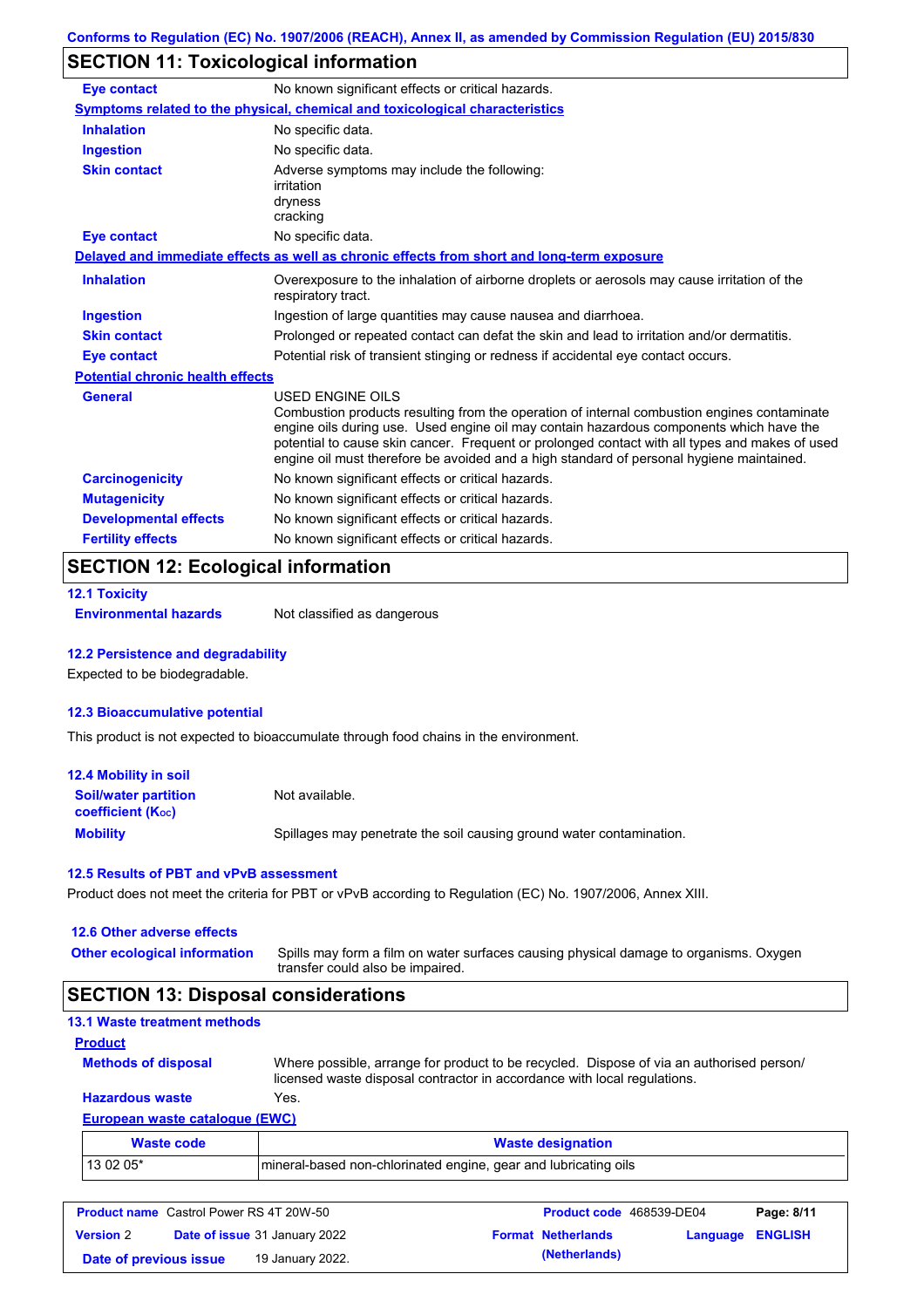## SECTION 11: Toxicological information

| | |
|---|---|
| **Eye contact** | No known significant effects or critical hazards. |

**Symptoms related to the physical, chemical and toxicological characteristics**

| | |
|---|---|
| **Inhalation** | No specific data. |
| **Ingestion** | No specific data. |
| **Skin contact** | Adverse symptoms may include the following:<br>irritation<br>dryness<br>cracking |
| **Eye contact** | No specific data. |

**Delayed and immediate effects as well as chronic effects from short and long-term exposure**

| | |
|---|---|
| **Inhalation** | Overexposure to the inhalation of airborne droplets or aerosols may cause irritation of the respiratory tract. |
| **Ingestion** | Ingestion of large quantities may cause nausea and diarrhoea. |
| **Skin contact** | Prolonged or repeated contact can defat the skin and lead to irritation and/or dermatitis. |
| **Eye contact** | Potential risk of transient stinging or redness if accidental eye contact occurs. |

**Potential chronic health effects**

| | |
|---|---|
| **General** | USED ENGINE OILS<br>Combustion products resulting from the operation of internal combustion engines contaminate engine oils during use. Used engine oil may contain hazardous components which have the potential to cause skin cancer. Frequent or prolonged contact with all types and makes of used engine oil must therefore be avoided and a high standard of personal hygiene maintained. |
| **Carcinogenicity** | No known significant effects or critical hazards. |
| **Mutagenicity** | No known significant effects or critical hazards. |
| **Developmental effects** | No known significant effects or critical hazards. |
| **Fertility effects** | No known significant effects or critical hazards. |

## SECTION 12: Ecological information

### 12.1 Toxicity

| | |
|---|---|
| **Environmental hazards** | Not classified as dangerous |

### 12.2 Persistence and degradability

Expected to be biodegradable.

### 12.3 Bioaccumulative potential

This product is not expected to bioaccumulate through food chains in the environment.

### 12.4 Mobility in soil

| | |
|---|---|
| **Soil/water partition coefficient ($K_{OC}$)** | Not available. |
| **Mobility** | Spillages may penetrate the soil causing ground water contamination. |

### 12.5 Results of PBT and vPvB assessment

Product does not meet the criteria for PBT or vPvB according to Regulation (EC) No. 1907/2006, Annex XIII.

### 12.6 Other adverse effects

| | |
|---|---|
| **Other ecological information** | Spills may form a film on water surfaces causing physical damage to organisms. Oxygen transfer could also be impaired. |

## SECTION 13: Disposal considerations

### 13.1 Waste treatment methods

**Product**

| | |
|---|---|
| **Methods of disposal** | Where possible, arrange for product to be recycled. Dispose of via an authorised person/ licensed waste disposal contractor in accordance with local regulations. |
| **Hazardous waste** | Yes. |

**European waste catalogue (EWC)**

| Waste code | Waste designation |
|---|---|
| 13 02 05* | mineral-based non-chlorinated engine, gear and lubricating oils |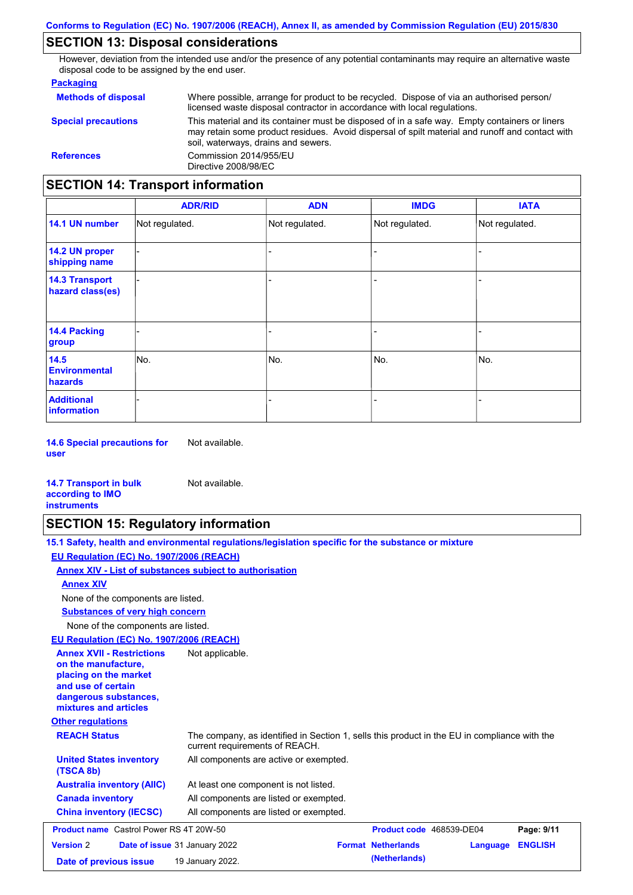## SECTION 13: Disposal considerations

However, deviation from the intended use and/or the presence of any potential contaminants may require an alternative waste disposal code to be assigned by the end user.

**Packaging**

**Methods of disposal** Where possible, arrange for product to be recycled. Dispose of via an authorised person/ licensed waste disposal contractor in accordance with local regulations.

**Special precautions** This material and its container must be disposed of in a safe way. Empty containers or liners may retain some product residues. Avoid dispersal of spilt material and runoff and contact with soil, waterways, drains and sewers.

**References** Commission 2014/955/EU
Directive 2008/98/EC

## SECTION 14: Transport information

| | ADR/RID | ADN | IMDG | IATA |
|---|---|---|---|---|
| **14.1 UN number** | Not regulated. | Not regulated. | Not regulated. | Not regulated. |
| **14.2 UN proper shipping name** | - | - | - | - |
| **14.3 Transport hazard class(es)** | - | - | - | - |
| **14.4 Packing group** | - | - | - | - |
| **14.5 Environmental hazards** | No. | No. | No. | No. |
| **Additional information** | - | - | - | - |

**14.6 Special precautions for user** Not available.

**14.7 Transport in bulk according to IMO instruments** Not available.

## SECTION 15: Regulatory information

**15.1 Safety, health and environmental regulations/legislation specific for the substance or mixture**

**EU Regulation (EC) No. 1907/2006 (REACH)**

**Annex XIV - List of substances subject to authorisation**

**Annex XIV**

None of the components are listed.

**Substances of very high concern**

None of the components are listed.

**EU Regulation (EC) No. 1907/2006 (REACH)**

**Annex XVII - Restrictions on the manufacture, placing on the market and use of certain dangerous substances, mixtures and articles** Not applicable.

**Other regulations**

**REACH Status** The company, as identified in Section 1, sells this product in the EU in compliance with the current requirements of REACH.

**United States inventory (TSCA 8b)** All components are active or exempted.

**Australia inventory (AIIC)** At least one component is not listed.

**Canada inventory** All components are listed or exempted.

**China inventory (IECSC)** All components are listed or exempted.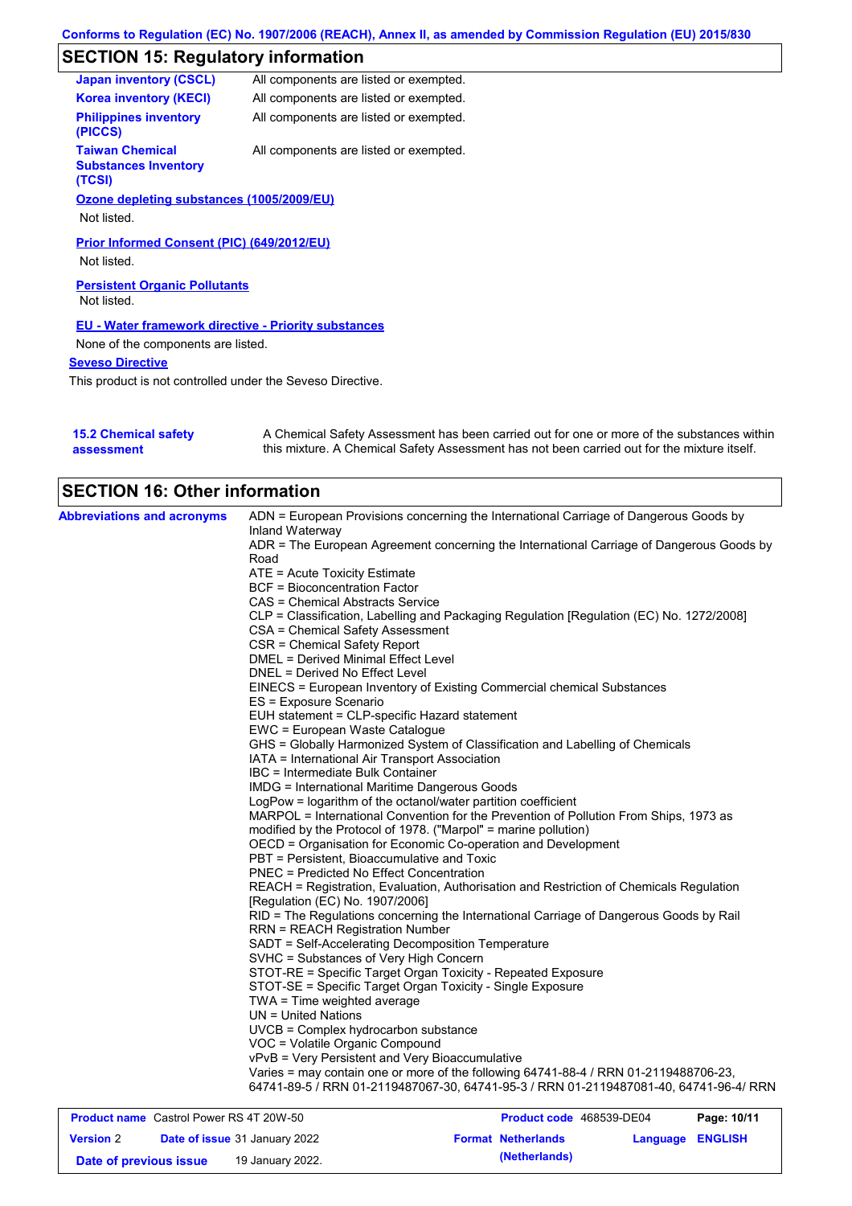## SECTION 15: Regulatory information

| | |
|---|---|
| **Japan inventory (CSCL)** | All components are listed or exempted. |
| **Korea inventory (KECI)** | All components are listed or exempted. |
| **Philippines inventory (PICCS)** | All components are listed or exempted. |
| **Taiwan Chemical Substances Inventory (TCSI)** | All components are listed or exempted. |

**Ozone depleting substances (1005/2009/EU)**

Not listed.

**Prior Informed Consent (PIC) (649/2012/EU)**

Not listed.

**Persistent Organic Pollutants**

Not listed.

**EU - Water framework directive - Priority substances**

None of the components are listed.

**Seveso Directive**

This product is not controlled under the Seveso Directive.

**15.2 Chemical safety assessment**

A Chemical Safety Assessment has been carried out for one or more of the substances within this mixture. A Chemical Safety Assessment has not been carried out for the mixture itself.

## SECTION 16: Other information

**Abbreviations and acronyms**

ADN = European Provisions concerning the International Carriage of Dangerous Goods by Inland Waterway
ADR = The European Agreement concerning the International Carriage of Dangerous Goods by Road
ATE = Acute Toxicity Estimate
BCF = Bioconcentration Factor
CAS = Chemical Abstracts Service
CLP = Classification, Labelling and Packaging Regulation [Regulation (EC) No. 1272/2008]
CSA = Chemical Safety Assessment
CSR = Chemical Safety Report
DMEL = Derived Minimal Effect Level
DNEL = Derived No Effect Level
EINECS = European Inventory of Existing Commercial chemical Substances
ES = Exposure Scenario
EUH statement = CLP-specific Hazard statement
EWC = European Waste Catalogue
GHS = Globally Harmonized System of Classification and Labelling of Chemicals
IATA = International Air Transport Association
IBC = Intermediate Bulk Container
IMDG = International Maritime Dangerous Goods
LogPow = logarithm of the octanol/water partition coefficient
MARPOL = International Convention for the Prevention of Pollution From Ships, 1973 as modified by the Protocol of 1978. ("Marpol" = marine pollution)
OECD = Organisation for Economic Co-operation and Development
PBT = Persistent, Bioaccumulative and Toxic
PNEC = Predicted No Effect Concentration
REACH = Registration, Evaluation, Authorisation and Restriction of Chemicals Regulation [Regulation (EC) No. 1907/2006]
RID = The Regulations concerning the International Carriage of Dangerous Goods by Rail
RRN = REACH Registration Number
SADT = Self-Accelerating Decomposition Temperature
SVHC = Substances of Very High Concern
STOT-RE = Specific Target Organ Toxicity - Repeated Exposure
STOT-SE = Specific Target Organ Toxicity - Single Exposure
TWA = Time weighted average
UN = United Nations
UVCB = Complex hydrocarbon substance
VOC = Volatile Organic Compound
vPvB = Very Persistent and Very Bioaccumulative
Varies = may contain one or more of the following 64741-88-4 / RRN 01-2119488706-23, 64741-89-5 / RRN 01-2119487067-30, 64741-95-3 / RRN 01-2119487081-40, 64741-96-4/ RRN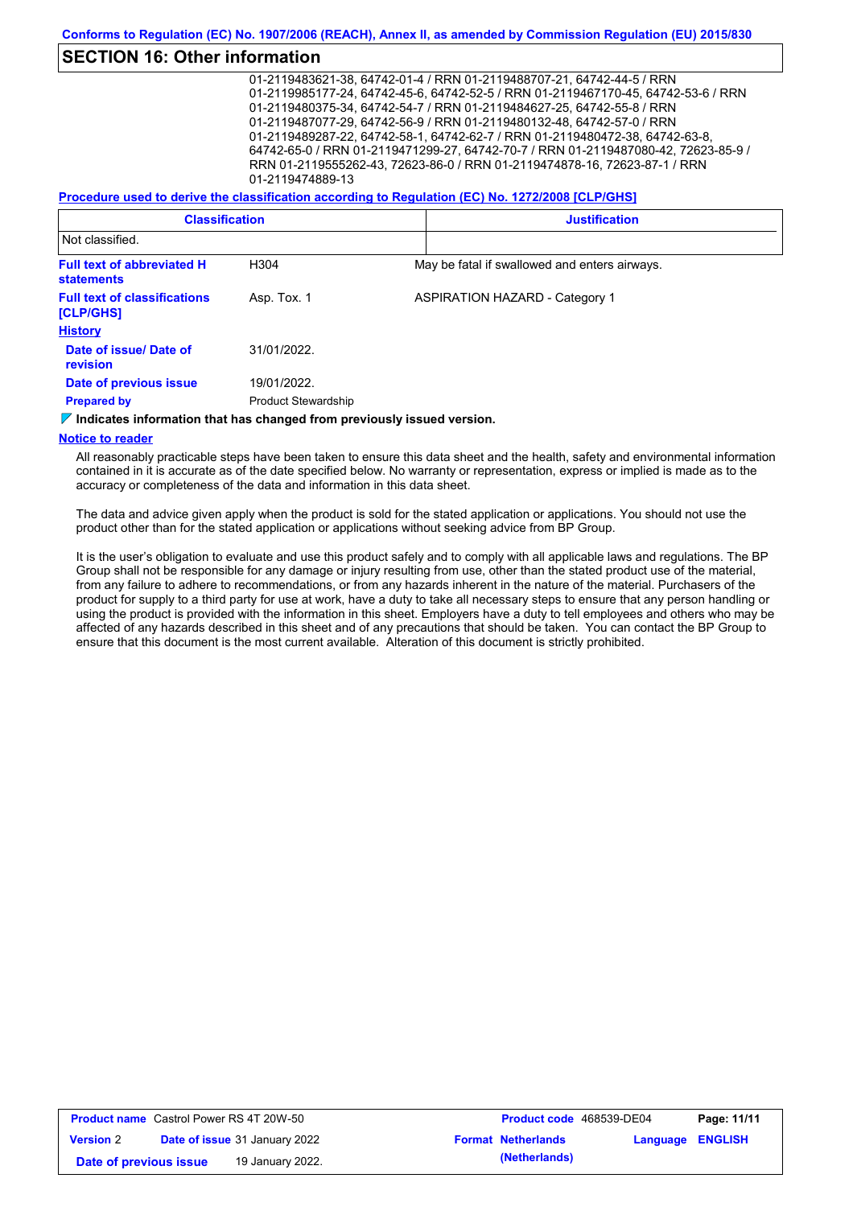## SECTION 16: Other information

01-2119483621-38, 64742-01-4 / RRN 01-2119488707-21, 64742-44-5 / RRN 01-2119985177-24, 64742-45-6, 64742-52-5 / RRN 01-2119467170-45, 64742-53-6 / RRN 01-2119480375-34, 64742-54-7 / RRN 01-2119484627-25, 64742-55-8 / RRN 01-2119487077-29, 64742-56-9 / RRN 01-2119480132-48, 64742-57-0 / RRN 01-2119489287-22, 64742-58-1, 64742-62-7 / RRN 01-2119480472-38, 64742-63-8, 64742-65-0 / RRN 01-2119471299-27, 64742-70-7 / RRN 01-2119487080-42, 72623-85-9 / RRN 01-2119555262-43, 72623-86-0 / RRN 01-2119474878-16, 72623-87-1 / RRN 01-2119474889-13

**Procedure used to derive the classification according to Regulation (EC) No. 1272/2008 [CLP/GHS]**

| Classification | Justification |
|---|---|
| Not classified. | |

**Full text of abbreviated H statements** H304 May be fatal if swallowed and enters airways.

**Full text of classifications [CLP/GHS]** Asp. Tox. 1 ASPIRATION HAZARD - Category 1

**History**

**Date of issue/ Date of revision** 31/01/2022.

**Date of previous issue** 19/01/2022.

**Prepared by** Product Stewardship

**Indicates information that has changed from previously issued version.**

**Notice to reader**

All reasonably practicable steps have been taken to ensure this data sheet and the health, safety and environmental information contained in it is accurate as of the date specified below. No warranty or representation, express or implied is made as to the accuracy or completeness of the data and information in this data sheet.

The data and advice given apply when the product is sold for the stated application or applications. You should not use the product other than for the stated application or applications without seeking advice from BP Group.

It is the user's obligation to evaluate and use this product safely and to comply with all applicable laws and regulations. The BP Group shall not be responsible for any damage or injury resulting from use, other than the stated product use of the material, from any failure to adhere to recommendations, or from any hazards inherent in the nature of the material. Purchasers of the product for supply to a third party for use at work, have a duty to take all necessary steps to ensure that any person handling or using the product is provided with the information in this sheet. Employers have a duty to tell employees and others who may be affected of any hazards described in this sheet and of any precautions that should be taken. You can contact the BP Group to ensure that this document is the most current available. Alteration of this document is strictly prohibited.